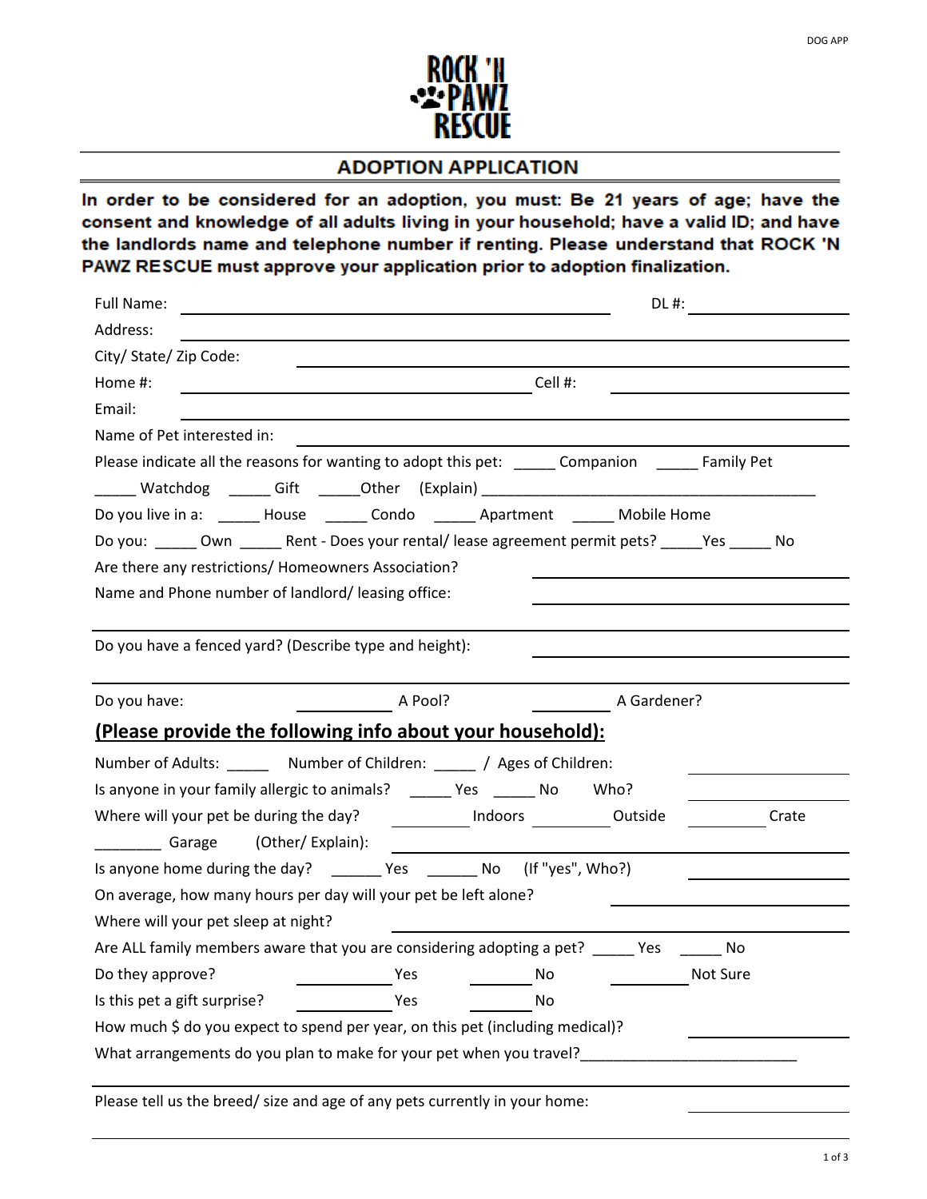# ROCK 'N PAWZ RESCUE

## ADOPTION APPLICATION

**In order to be considered for an adoption, you must: Be 21 years of age; have the consent and knowledge of all adults living in your household; have a valid ID; and have the landlords name and telephone number if renting. Please understand that ROCK 'N PAWZ RESCUE must approve your application prior to adoption finalization.**

Full Name: ______________________________ DL #: ______________

Address: ______________________________

City/ State/ Zip Code: ______________________________

Home #: ______________________________ Cell #: ______________

Email: ______________________________

Name of Pet interested in: ______________________________

Please indicate all the reasons for wanting to adopt this pet: _____ Companion _____ Family Pet _____ Watchdog _____ Gift _____Other (Explain) ________________________________________

Do you live in a: _____ House _____ Condo _____ Apartment _____ Mobile Home

Do you: _____ Own _____ Rent - Does your rental/ lease agreement permit pets? _____Yes _____ No

Are there any restrictions/ Homeowners Association? ______________

Name and Phone number of landlord/ leasing office: ______________

Do you have a fenced yard? (Describe type and height): ______________

Do you have: __________ A Pool? __________ A Gardener?

## (Please provide the following info about your household):

Number of Adults: _____ Number of Children: _____ / Ages of Children: ______________

Is anyone in your family allergic to animals? _____ Yes _____ No Who? ______________

Where will your pet be during the day? __________ Indoors __________ Outside __________ Crate ________ Garage (Other/ Explain): ______________

Is anyone home during the day? ______ Yes ______ No (If "yes", Who?) ______________

On average, how many hours per day will your pet be left alone? ______________

Where will your pet sleep at night? ______________

Are ALL family members aware that you are considering adopting a pet? _____ Yes _____ No

Do they approve? __________ Yes __________ No __________ Not Sure

Is this pet a gift surprise? __________ Yes __________ No

How much $ do you expect to spend per year, on this pet (including medical)? ______________

What arrangements do you plan to make for your pet when you travel?__________________________

Please tell us the breed/ size and age of any pets currently in your home: ______________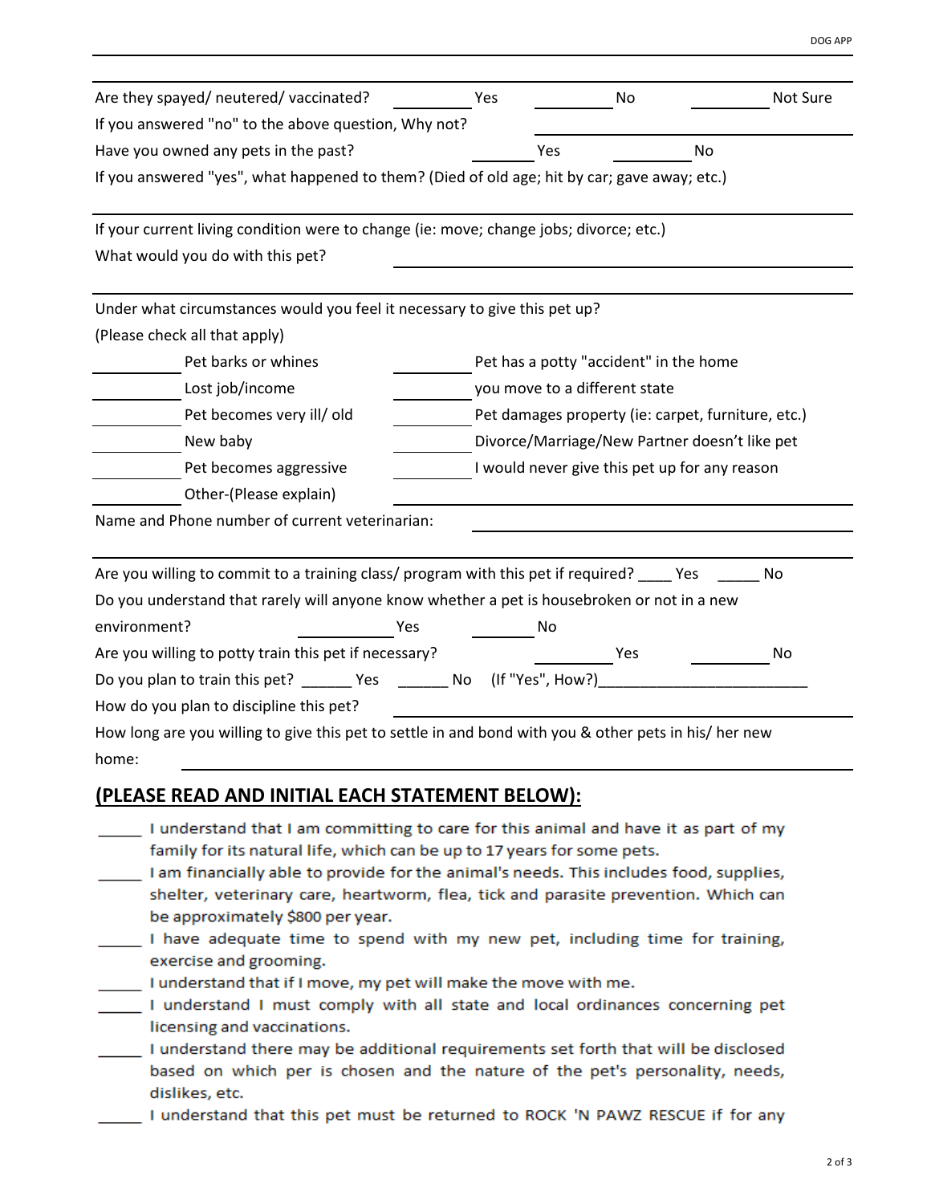Are they spayed/ neutered/ vaccinated? ________ Yes ________ No ________ Not Sure

If you answered "no" to the above question, Why not? ____________________

Have you owned any pets in the past? ________ Yes ________ No

If you answered "yes", what happened to them? (Died of old age; hit by car; gave away; etc.)

____________________

If your current living condition were to change (ie: move; change jobs; divorce; etc.)

What would you do with this pet? ____________________

____________________

Under what circumstances would you feel it necessary to give this pet up?

(Please check all that apply)

| | | | |
|---|---|---|---|
| ________ | Pet barks or whines | ________ | Pet has a potty "accident" in the home |
| ________ | Lost job/income | ________ | you move to a different state |
| ________ | Pet becomes very ill/ old | ________ | Pet damages property (ie: carpet, furniture, etc.) |
| ________ | New baby | ________ | Divorce/Marriage/New Partner doesn't like pet |
| ________ | Pet becomes aggressive | ________ | I would never give this pet up for any reason |
| ________ | Other-(Please explain) | ____________________ | |

Name and Phone number of current veterinarian: ____________________

____________________

Are you willing to commit to a training class/ program with this pet if required? ____ Yes _____ No

Do you understand that rarely will anyone know whether a pet is housebroken or not in a new environment? ________ Yes ________ No

Are you willing to potty train this pet if necessary? ________ Yes ________ No

Do you plan to train this pet? ______ Yes ______ No (If "Yes", How?)________________________

How do you plan to discipline this pet? ____________________

How long are you willing to give this pet to settle in and bond with you & other pets in his/ her new home: ____________________

## (PLEASE READ AND INITIAL EACH STATEMENT BELOW):

_____ I understand that I am committing to care for this animal and have it as part of my family for its natural life, which can be up to 17 years for some pets.

_____ I am financially able to provide for the animal's needs. This includes food, supplies, shelter, veterinary care, heartworm, flea, tick and parasite prevention. Which can be approximately $800 per year.

_____ I have adequate time to spend with my new pet, including time for training, exercise and grooming.

_____ I understand that if I move, my pet will make the move with me.

_____ I understand I must comply with all state and local ordinances concerning pet licensing and vaccinations.

_____ I understand there may be additional requirements set forth that will be disclosed based on which per is chosen and the nature of the pet's personality, needs, dislikes, etc.

_____ I understand that this pet must be returned to ROCK 'N PAWZ RESCUE if for any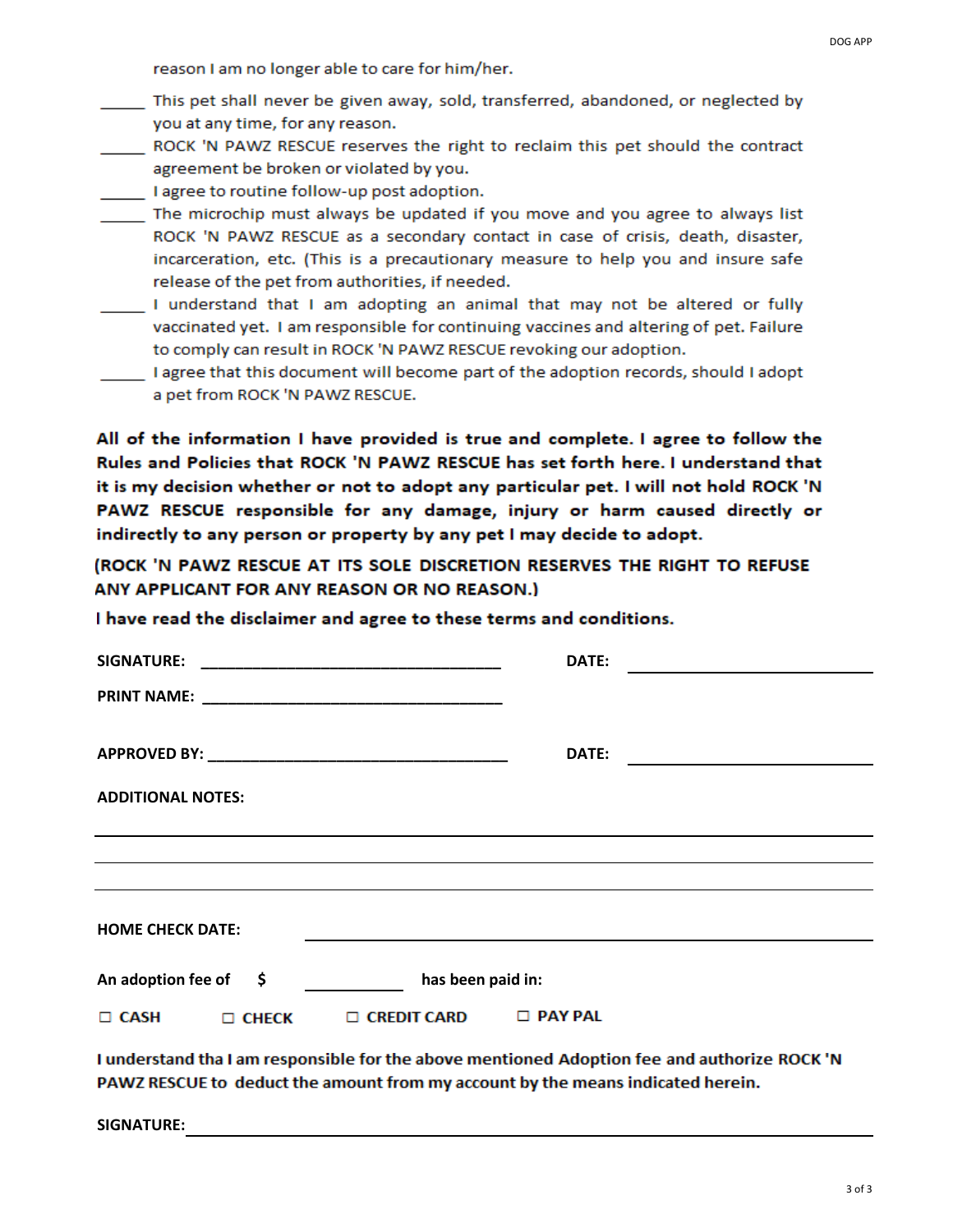reason I am no longer able to care for him/her.

_____ This pet shall never be given away, sold, transferred, abandoned, or neglected by you at any time, for any reason.

_____ ROCK 'N PAWZ RESCUE reserves the right to reclaim this pet should the contract agreement be broken or violated by you.

_____ I agree to routine follow-up post adoption.

_____ The microchip must always be updated if you move and you agree to always list ROCK 'N PAWZ RESCUE as a secondary contact in case of crisis, death, disaster, incarceration, etc. (This is a precautionary measure to help you and insure safe release of the pet from authorities, if needed.

_____ I understand that I am adopting an animal that may not be altered or fully vaccinated yet. I am responsible for continuing vaccines and altering of pet. Failure to comply can result in ROCK 'N PAWZ RESCUE revoking our adoption.

_____ I agree that this document will become part of the adoption records, should I adopt a pet from ROCK 'N PAWZ RESCUE.

**All of the information I have provided is true and complete. I agree to follow the Rules and Policies that ROCK 'N PAWZ RESCUE has set forth here. I understand that it is my decision whether or not to adopt any particular pet. I will not hold ROCK 'N PAWZ RESCUE responsible for any damage, injury or harm caused directly or indirectly to any person or property by any pet I may decide to adopt.**

**(ROCK 'N PAWZ RESCUE AT ITS SOLE DISCRETION RESERVES THE RIGHT TO REFUSE ANY APPLICANT FOR ANY REASON OR NO REASON.)**

**I have read the disclaimer and agree to these terms and conditions.**

**SIGNATURE:** ___________________________________ **DATE:** ___________________________

**PRINT NAME:** ___________________________________

**APPROVED BY:** ___________________________________ **DATE:** ___________________________

**ADDITIONAL NOTES:**

_______________________________________________________________________________

_______________________________________________________________________________

_______________________________________________________________________________

**HOME CHECK DATE:** ___________________________________________________________

**An adoption fee of $** ____________ **has been paid in:**

☐ **CASH** ☐ **CHECK** ☐ **CREDIT CARD** ☐ **PAY PAL**

**I understand tha I am responsible for the above mentioned Adoption fee and authorize ROCK 'N PAWZ RESCUE to deduct the amount from my account by the means indicated herein.**

**SIGNATURE:** _______________________________________________________________